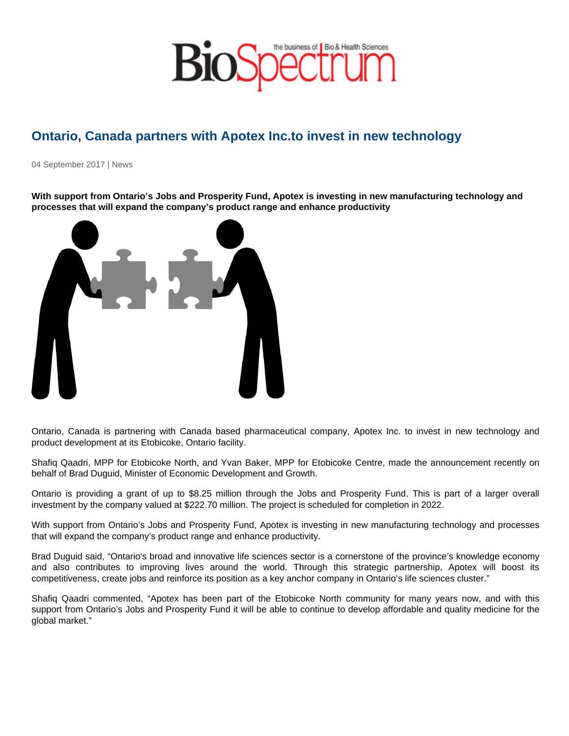# Ontario, Canada partners with Apotex Inc.to invest in new technology

04 September 2017 | News

**With support from Ontario's Jobs and Prosperity Fund, Apotex is investing in new manufacturing technology and processes that will expand the company's product range and enhance productivity**

Ontario, Canada is partnering with Canada based pharmaceutical company, Apotex Inc. to invest in new technology and product development at its Etobicoke, Ontario facility.

Shafiq Qaadri, MPP for Etobicoke North, and Yvan Baker, MPP for Etobicoke Centre, made the announcement recently on behalf of Brad Duguid, Minister of Economic Development and Growth.

Ontario is providing a grant of up to $8.25 million through the Jobs and Prosperity Fund. This is part of a larger overall investment by the company valued at $222.70 million. The project is scheduled for completion in 2022.

With support from Ontario's Jobs and Prosperity Fund, Apotex is investing in new manufacturing technology and processes that will expand the company's product range and enhance productivity.

Brad Duguid said, "Ontario's broad and innovative life sciences sector is a cornerstone of the province's knowledge economy and also contributes to improving lives around the world. Through this strategic partnership, Apotex will boost its competitiveness, create jobs and reinforce its position as a key anchor company in Ontario's life sciences cluster."

Shafiq Qaadri commented, "Apotex has been part of the Etobicoke North community for many years now, and with this support from Ontario's Jobs and Prosperity Fund it will be able to continue to develop affordable and quality medicine for the global market."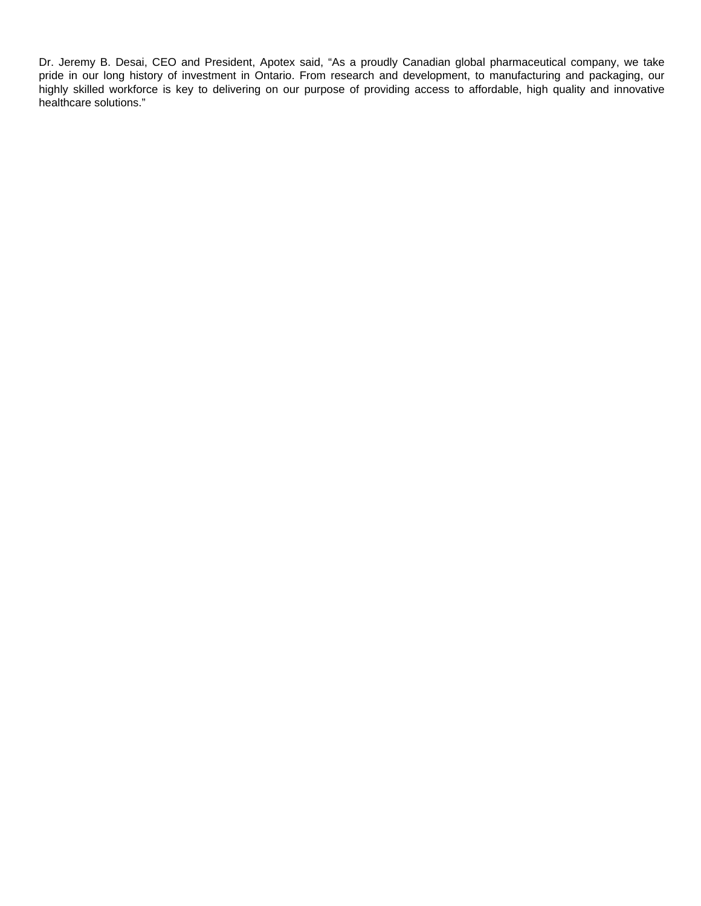Dr. Jeremy B. Desai, CEO and President, Apotex said, “As a proudly Canadian global pharmaceutical company, we take pride in our long history of investment in Ontario. From research and development, to manufacturing and packaging, our highly skilled workforce is key to delivering on our purpose of providing access to affordable, high quality and innovative healthcare solutions.”